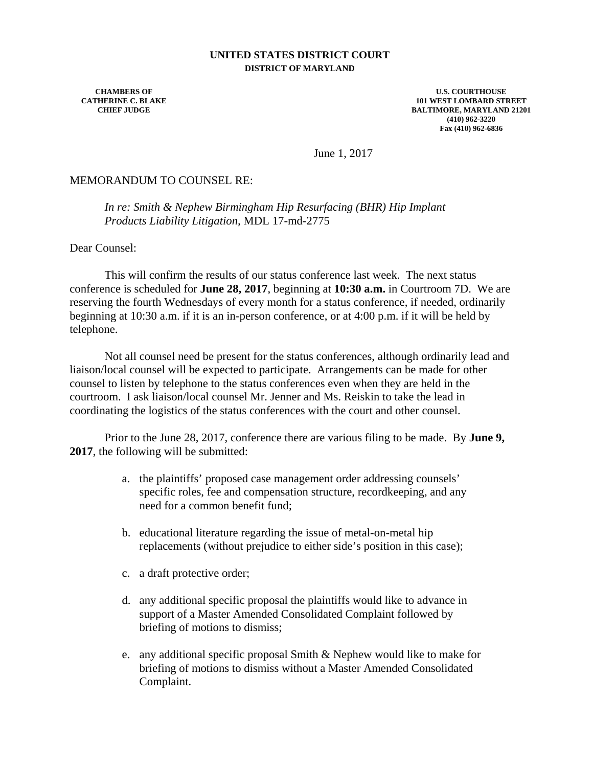**UNITED STATES DISTRICT COURT**
**DISTRICT OF MARYLAND**

**CHAMBERS OF**
**CATHERINE C. BLAKE**
**CHIEF JUDGE**

**U.S. COURTHOUSE**
**101 WEST LOMBARD STREET**
**BALTIMORE, MARYLAND 21201**
**(410) 962-3220**
**Fax (410) 962-6836**

June 1, 2017

MEMORANDUM TO COUNSEL RE:

*In re: Smith & Nephew Birmingham Hip Resurfacing (BHR) Hip Implant Products Liability Litigation,* MDL 17-md-2775

Dear Counsel:

This will confirm the results of our status conference last week. The next status conference is scheduled for **June 28, 2017**, beginning at **10:30 a.m.** in Courtroom 7D. We are reserving the fourth Wednesdays of every month for a status conference, if needed, ordinarily beginning at 10:30 a.m. if it is an in-person conference, or at 4:00 p.m. if it will be held by telephone.

Not all counsel need be present for the status conferences, although ordinarily lead and liaison/local counsel will be expected to participate. Arrangements can be made for other counsel to listen by telephone to the status conferences even when they are held in the courtroom. I ask liaison/local counsel Mr. Jenner and Ms. Reiskin to take the lead in coordinating the logistics of the status conferences with the court and other counsel.

Prior to the June 28, 2017, conference there are various filing to be made. By **June 9, 2017**, the following will be submitted:

a. the plaintiffs' proposed case management order addressing counsels' specific roles, fee and compensation structure, recordkeeping, and any need for a common benefit fund;

b. educational literature regarding the issue of metal-on-metal hip replacements (without prejudice to either side's position in this case);

c. a draft protective order;

d. any additional specific proposal the plaintiffs would like to advance in support of a Master Amended Consolidated Complaint followed by briefing of motions to dismiss;

e. any additional specific proposal Smith & Nephew would like to make for briefing of motions to dismiss without a Master Amended Consolidated Complaint.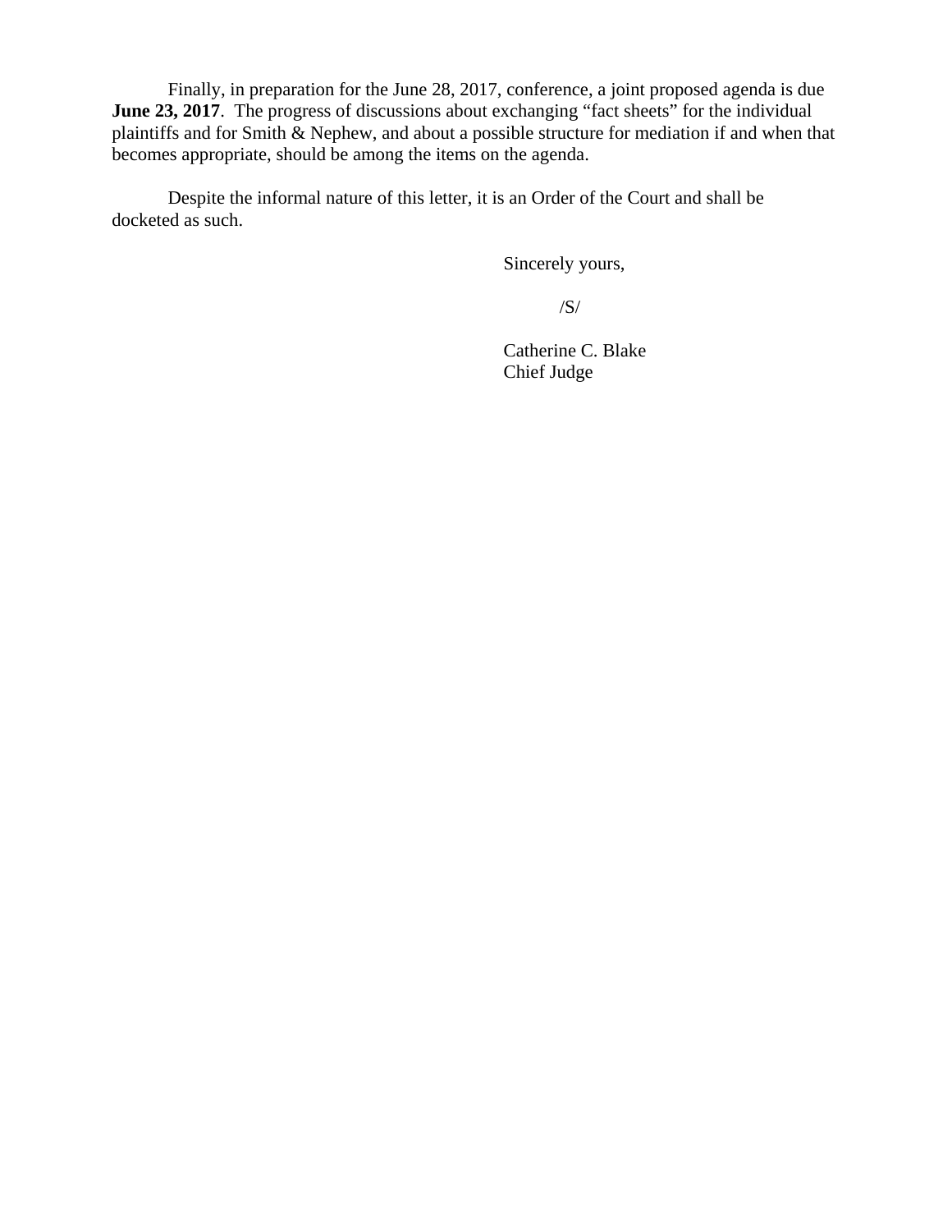Finally, in preparation for the June 28, 2017, conference, a joint proposed agenda is due **June 23, 2017**. The progress of discussions about exchanging "fact sheets" for the individual plaintiffs and for Smith & Nephew, and about a possible structure for mediation if and when that becomes appropriate, should be among the items on the agenda.

Despite the informal nature of this letter, it is an Order of the Court and shall be docketed as such.

Sincerely yours,

/S/

Catherine C. Blake
Chief Judge